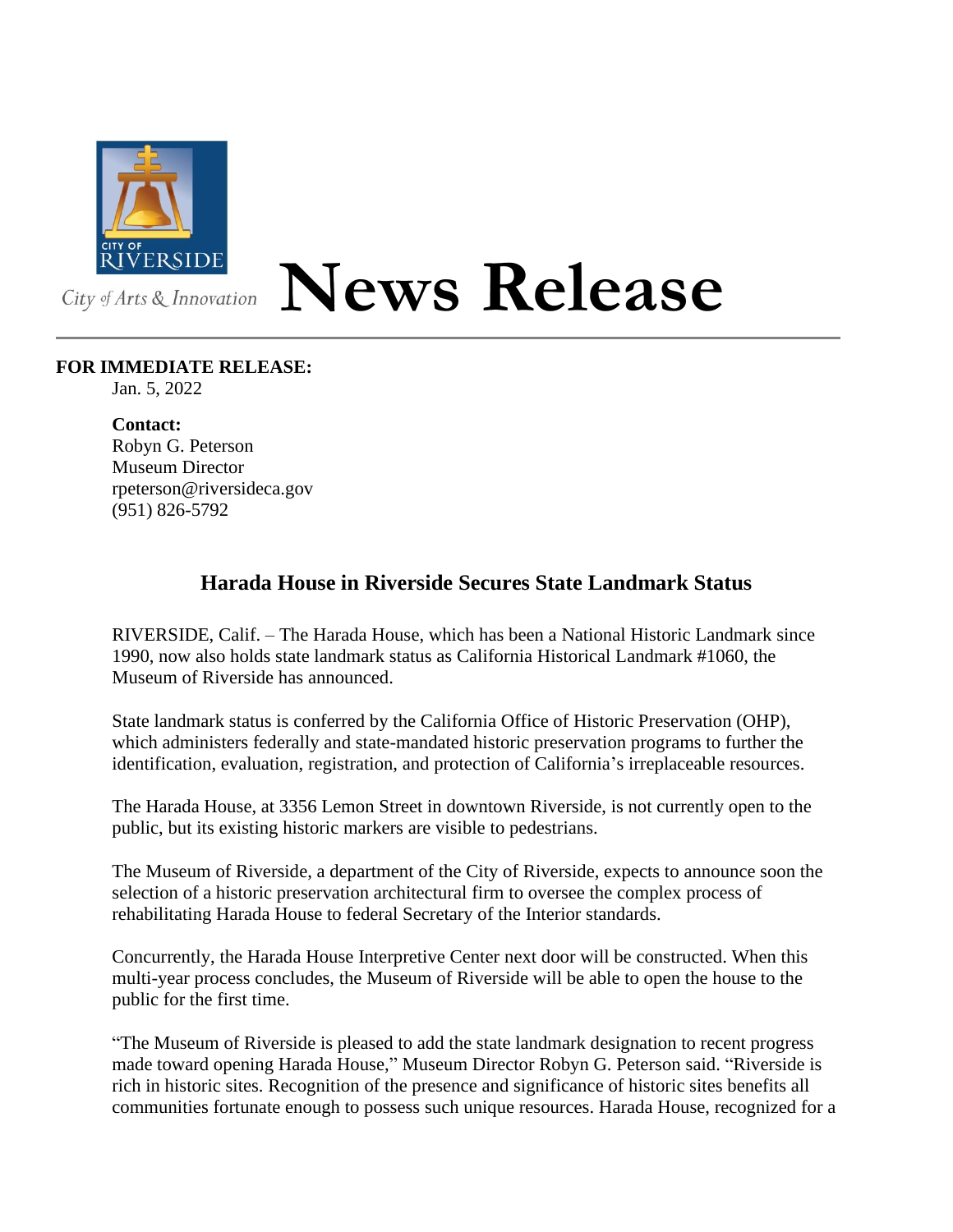CITY OF RIVERSIDE

*City of Arts & Innovation*

# News Release

**FOR IMMEDIATE RELEASE:**
Jan. 5, 2022

**Contact:**
Robyn G. Peterson
Museum Director
rpeterson@riversideca.gov
(951) 826-5792

## Harada House in Riverside Secures State Landmark Status

RIVERSIDE, Calif. – The Harada House, which has been a National Historic Landmark since 1990, now also holds state landmark status as California Historical Landmark #1060, the Museum of Riverside has announced.

State landmark status is conferred by the California Office of Historic Preservation (OHP), which administers federally and state-mandated historic preservation programs to further the identification, evaluation, registration, and protection of California's irreplaceable resources.

The Harada House, at 3356 Lemon Street in downtown Riverside, is not currently open to the public, but its existing historic markers are visible to pedestrians.

The Museum of Riverside, a department of the City of Riverside, expects to announce soon the selection of a historic preservation architectural firm to oversee the complex process of rehabilitating Harada House to federal Secretary of the Interior standards.

Concurrently, the Harada House Interpretive Center next door will be constructed. When this multi-year process concludes, the Museum of Riverside will be able to open the house to the public for the first time.

"The Museum of Riverside is pleased to add the state landmark designation to recent progress made toward opening Harada House," Museum Director Robyn G. Peterson said. "Riverside is rich in historic sites. Recognition of the presence and significance of historic sites benefits all communities fortunate enough to possess such unique resources. Harada House, recognized for a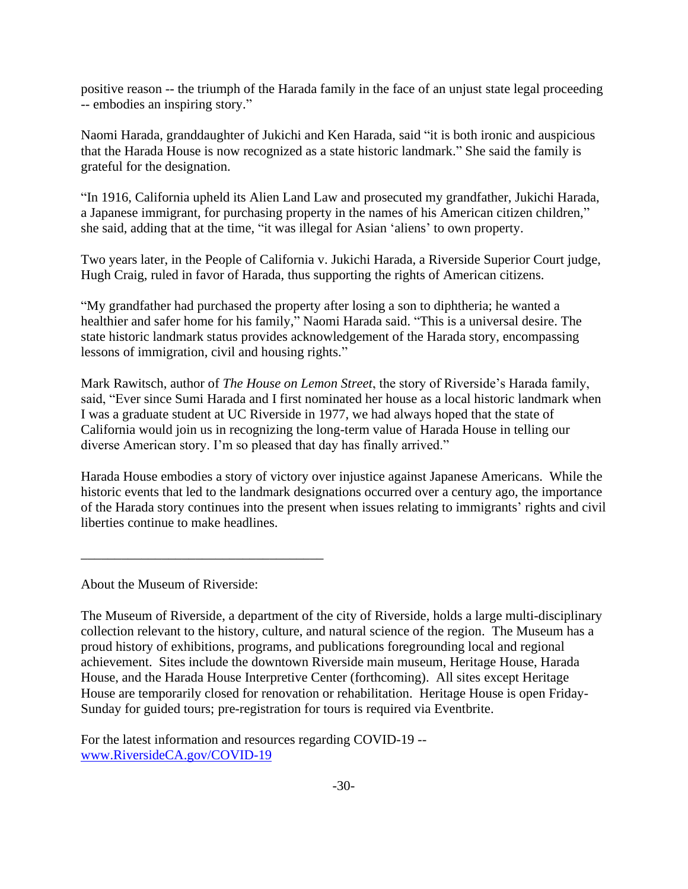positive reason -- the triumph of the Harada family in the face of an unjust state legal proceeding -- embodies an inspiring story."

Naomi Harada, granddaughter of Jukichi and Ken Harada, said "it is both ironic and auspicious that the Harada House is now recognized as a state historic landmark." She said the family is grateful for the designation.

"In 1916, California upheld its Alien Land Law and prosecuted my grandfather, Jukichi Harada, a Japanese immigrant, for purchasing property in the names of his American citizen children," she said, adding that at the time, "it was illegal for Asian 'aliens' to own property.

Two years later, in the People of California v. Jukichi Harada, a Riverside Superior Court judge, Hugh Craig, ruled in favor of Harada, thus supporting the rights of American citizens.

"My grandfather had purchased the property after losing a son to diphtheria; he wanted a healthier and safer home for his family," Naomi Harada said. "This is a universal desire. The state historic landmark status provides acknowledgement of the Harada story, encompassing lessons of immigration, civil and housing rights."

Mark Rawitsch, author of *The House on Lemon Street*, the story of Riverside's Harada family, said, "Ever since Sumi Harada and I first nominated her house as a local historic landmark when I was a graduate student at UC Riverside in 1977, we had always hoped that the state of California would join us in recognizing the long-term value of Harada House in telling our diverse American story. I'm so pleased that day has finally arrived."

Harada House embodies a story of victory over injustice against Japanese Americans. While the historic events that led to the landmark designations occurred over a century ago, the importance of the Harada story continues into the present when issues relating to immigrants' rights and civil liberties continue to make headlines.

---

About the Museum of Riverside:

The Museum of Riverside, a department of the city of Riverside, holds a large multi-disciplinary collection relevant to the history, culture, and natural science of the region. The Museum has a proud history of exhibitions, programs, and publications foregrounding local and regional achievement. Sites include the downtown Riverside main museum, Heritage House, Harada House, and the Harada House Interpretive Center (forthcoming). All sites except Heritage House are temporarily closed for renovation or rehabilitation. Heritage House is open Friday-Sunday for guided tours; pre-registration for tours is required via Eventbrite.

For the latest information and resources regarding COVID-19 -- [www.RiversideCA.gov/COVID-19](http://www.RiversideCA.gov/COVID-19)

-30-